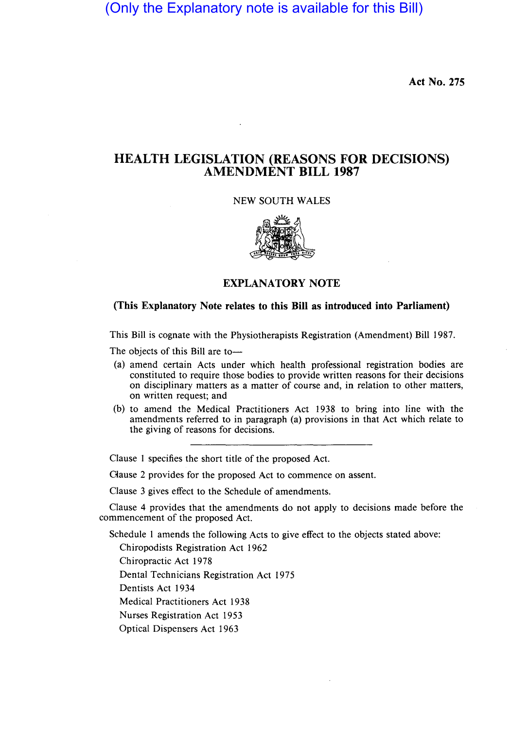(Only the Explanatory note is available for this Bill)

Act No. 275

# HEALTH LEGISLATION (REASONS FOR DECISIONS) AMENDMENT BILL 1987

NEW SOUTH WALES

## EXPLANATORY NOTE

**(This Explanatory Note relates to this Bill as introduced into Parliament)**

This Bill is cognate with the Physiotherapists Registration (Amendment) Bill 1987.

The objects of this Bill are to—

(a) amend certain Acts under which health professional registration bodies are constituted to require those bodies to provide written reasons for their decisions on disciplinary matters as a matter of course and, in relation to other matters, on written request; and

(b) to amend the Medical Practitioners Act 1938 to bring into line with the amendments referred to in paragraph (a) provisions in that Act which relate to the giving of reasons for decisions.

---

Clause 1 specifies the short title of the proposed Act.

Clause 2 provides for the proposed Act to commence on assent.

Clause 3 gives effect to the Schedule of amendments.

Clause 4 provides that the amendments do not apply to decisions made before the commencement of the proposed Act.

Schedule 1 amends the following Acts to give effect to the objects stated above:

Chiropodists Registration Act 1962
Chiropractic Act 1978
Dental Technicians Registration Act 1975
Dentists Act 1934
Medical Practitioners Act 1938
Nurses Registration Act 1953
Optical Dispensers Act 1963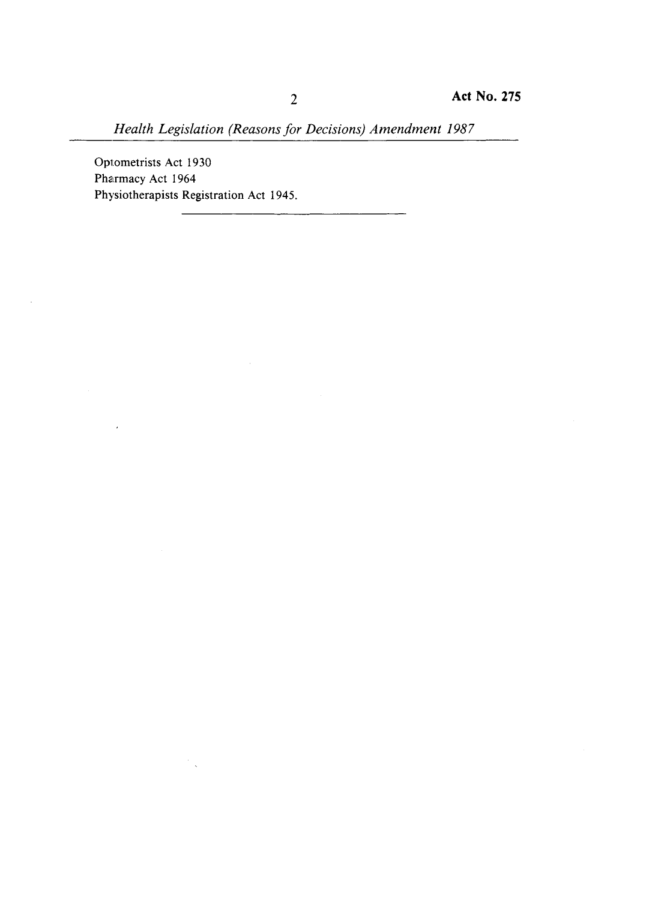Optometrists Act 1930
Pharmacy Act 1964
Physiotherapists Registration Act 1945.